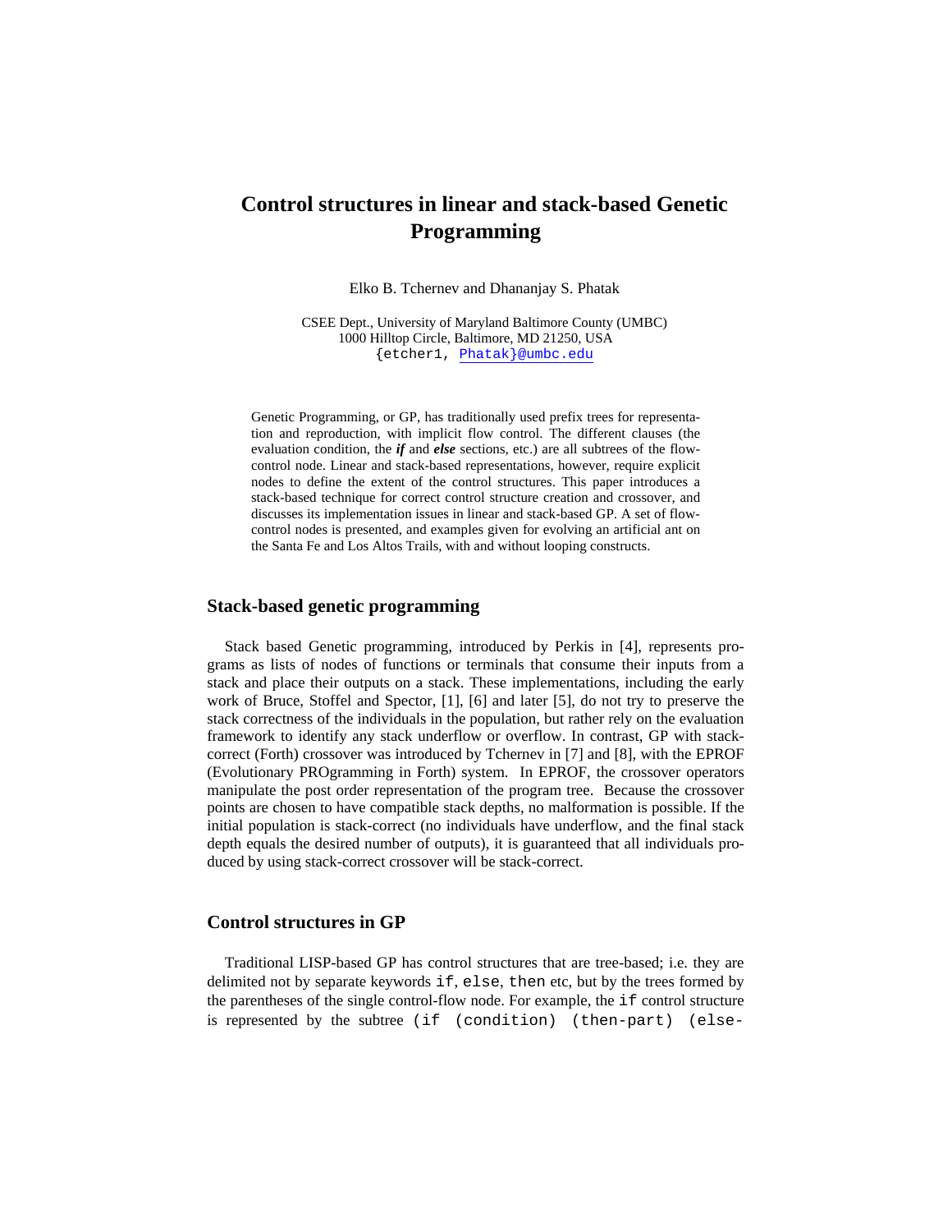# Control structures in linear and stack-based Genetic Programming

Elko B. Tchernev and Dhananjay S. Phatak

CSEE Dept., University of Maryland Baltimore County (UMBC)
1000 Hilltop Circle, Baltimore, MD 21250, USA
{etcher1, Phatak}@umbc.edu

Genetic Programming, or GP, has traditionally used prefix trees for representation and reproduction, with implicit flow control. The different clauses (the evaluation condition, the ***if*** and ***else*** sections, etc.) are all subtrees of the flow-control node. Linear and stack-based representations, however, require explicit nodes to define the extent of the control structures. This paper introduces a stack-based technique for correct control structure creation and crossover, and discusses its implementation issues in linear and stack-based GP. A set of flow-control nodes is presented, and examples given for evolving an artificial ant on the Santa Fe and Los Altos Trails, with and without looping constructs.

## Stack-based genetic programming

Stack based Genetic programming, introduced by Perkis in [4], represents programs as lists of nodes of functions or terminals that consume their inputs from a stack and place their outputs on a stack. These implementations, including the early work of Bruce, Stoffel and Spector, [1], [6] and later [5], do not try to preserve the stack correctness of the individuals in the population, but rather rely on the evaluation framework to identify any stack underflow or overflow. In contrast, GP with stack-correct (Forth) crossover was introduced by Tchernev in [7] and [8], with the EPROF (Evolutionary PROgramming in Forth) system. In EPROF, the crossover operators manipulate the post order representation of the program tree. Because the crossover points are chosen to have compatible stack depths, no malformation is possible. If the initial population is stack-correct (no individuals have underflow, and the final stack depth equals the desired number of outputs), it is guaranteed that all individuals produced by using stack-correct crossover will be stack-correct.

## Control structures in GP

Traditional LISP-based GP has control structures that are tree-based; i.e. they are delimited not by separate keywords `if`, `else`, `then` etc, but by the trees formed by the parentheses of the single control-flow node. For example, the `if` control structure is represented by the subtree `(if (condition) (then-part) (else-`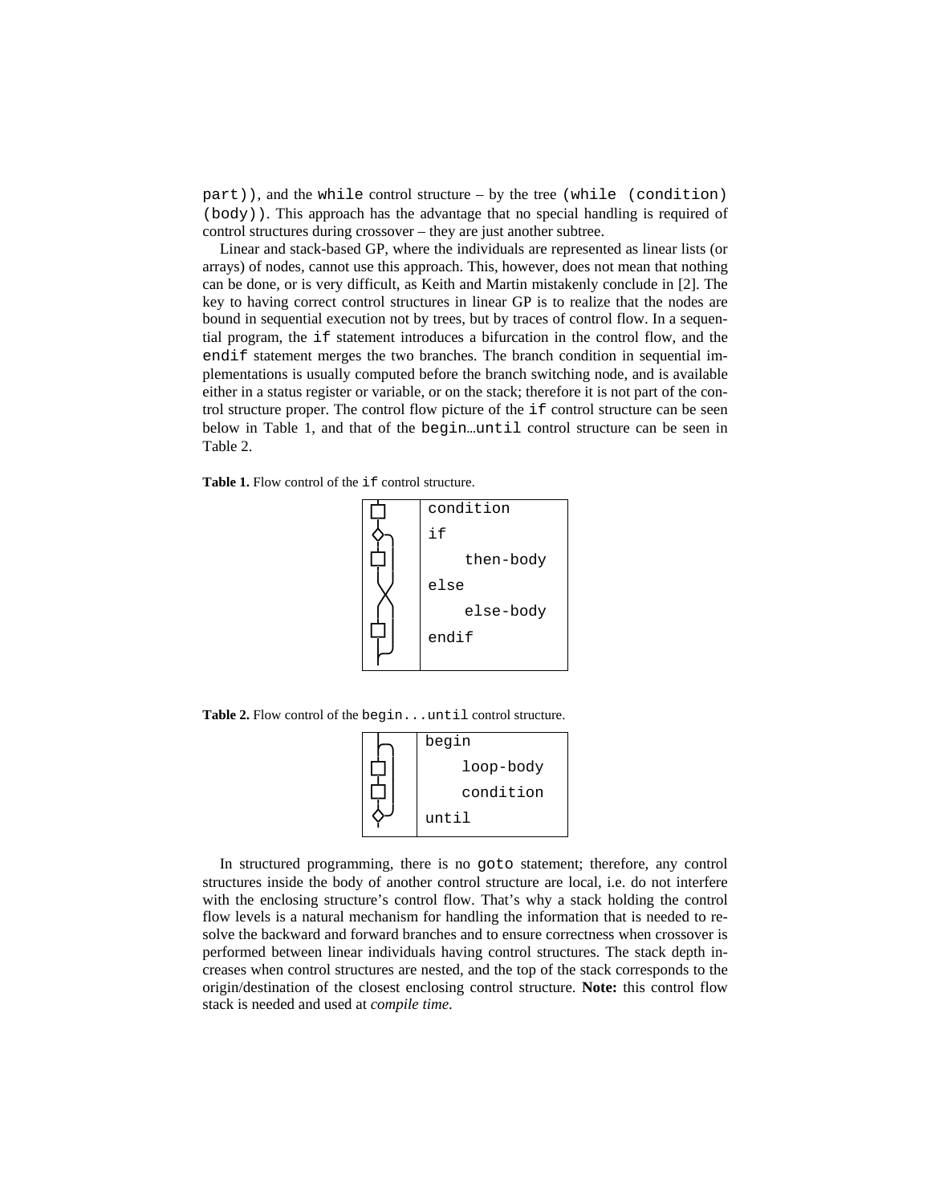part)), and the `while` control structure – by the tree `(while (condition) (body))`. This approach has the advantage that no special handling is required of control structures during crossover – they are just another subtree.

Linear and stack-based GP, where the individuals are represented as linear lists (or arrays) of nodes, cannot use this approach. This, however, does not mean that nothing can be done, or is very difficult, as Keith and Martin mistakenly conclude in [2]. The key to having correct control structures in linear GP is to realize that the nodes are bound in sequential execution not by trees, but by traces of control flow. In a sequential program, the `if` statement introduces a bifurcation in the control flow, and the `endif` statement merges the two branches. The branch condition in sequential implementations is usually computed before the branch switching node, and is available either in a status register or variable, or on the stack; therefore it is not part of the control structure proper. The control flow picture of the `if` control structure can be seen below in Table 1, and that of the `begin…until` control structure can be seen in Table 2.

**Table 1.** Flow control of the `if` control structure.

```
condition
if
    then-body
else
    else-body
endif
```

**Table 2.** Flow control of the `begin...until` control structure.

```
begin
    loop-body
    condition
until
```

In structured programming, there is no `goto` statement; therefore, any control structures inside the body of another control structure are local, i.e. do not interfere with the enclosing structure's control flow. That's why a stack holding the control flow levels is a natural mechanism for handling the information that is needed to resolve the backward and forward branches and to ensure correctness when crossover is performed between linear individuals having control structures. The stack depth increases when control structures are nested, and the top of the stack corresponds to the origin/destination of the closest enclosing control structure. **Note:** this control flow stack is needed and used at *compile time*.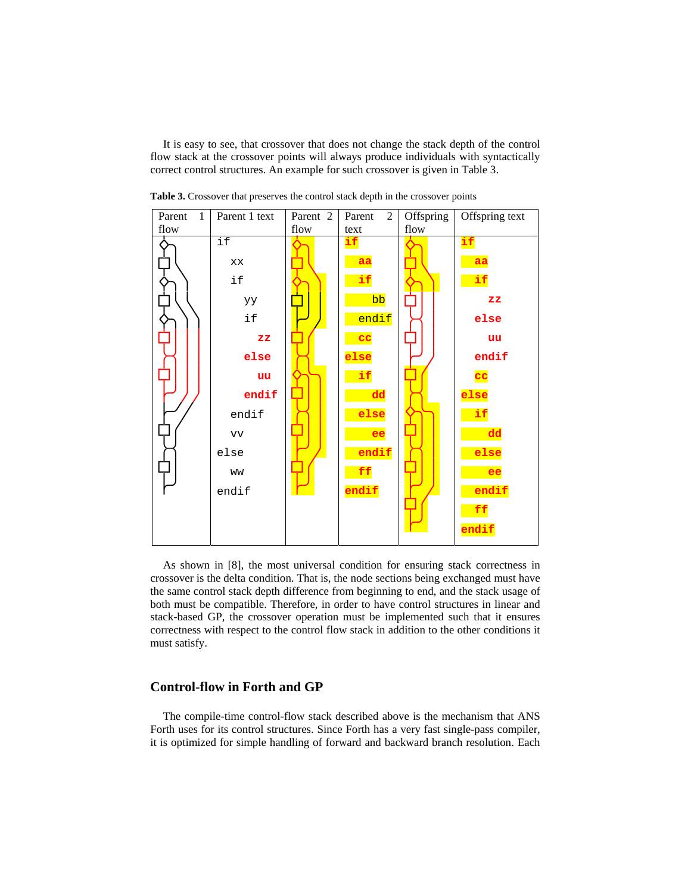It is easy to see, that crossover that does not change the stack depth of the control flow stack at the crossover points will always produce individuals with syntactically correct control structures. An example for such crossover is given in Table 3.

**Table 3.** Crossover that preserves the control stack depth in the crossover points

| Parent 1 flow | Parent 1 text | Parent 2 flow | Parent 2 text | Offspring flow | Offspring text |
|---|---|---|---|---|---|
| | `if` | | `if` | | `if` |
| | `xx` | | `aa` | | `aa` |
| | `if` | | `if` | | `if` |
| | `yy` | | `bb` | | `zz` |
| | `if` | | `endif` | | `else` |
| | `zz` | | `cc` | | `uu` |
| | `else` | | `else` | | `endif` |
| | `uu` | | `if` | | `cc` |
| | `endif` | | `dd` | | `else` |
| | `endif` | | `else` | | `if` |
| | `vv` | | `ee` | | `dd` |
| | `else` | | `endif` | | `else` |
| | `ww` | | `ff` | | `ee` |
| | `endif` | | `endif` | | `endif` |
| | | | | | `ff` |
| | | | | | `endif` |

As shown in [8], the most universal condition for ensuring stack correctness in crossover is the delta condition. That is, the node sections being exchanged must have the same control stack depth difference from beginning to end, and the stack usage of both must be compatible. Therefore, in order to have control structures in linear and stack-based GP, the crossover operation must be implemented such that it ensures correctness with respect to the control flow stack in addition to the other conditions it must satisfy.

## Control-flow in Forth and GP

The compile-time control-flow stack described above is the mechanism that ANS Forth uses for its control structures. Since Forth has a very fast single-pass compiler, it is optimized for simple handling of forward and backward branch resolution. Each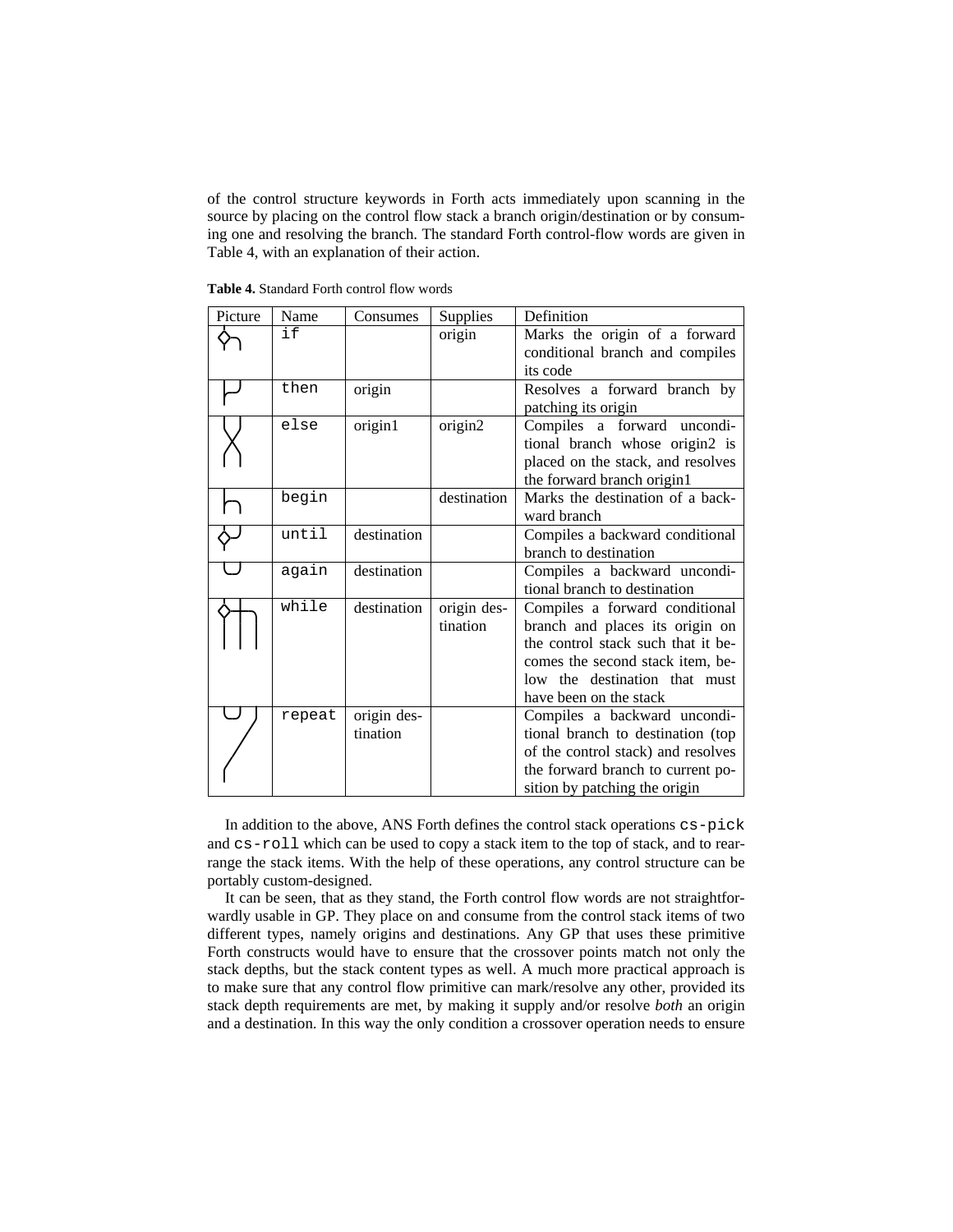of the control structure keywords in Forth acts immediately upon scanning in the source by placing on the control flow stack a branch origin/destination or by consuming one and resolving the branch. The standard Forth control-flow words are given in Table 4, with an explanation of their action.

**Table 4.** Standard Forth control flow words

| Picture | Name | Consumes | Supplies | Definition |
|---|---|---|---|---|
| | `if` | | origin | Marks the origin of a forward conditional branch and compiles its code |
| | `then` | origin | | Resolves a forward branch by patching its origin |
| | `else` | origin1 | origin2 | Compiles a forward unconditional branch whose origin2 is placed on the stack, and resolves the forward branch origin1 |
| | `begin` | | destination | Marks the destination of a backward branch |
| | `until` | destination | | Compiles a backward conditional branch to destination |
| | `again` | destination | | Compiles a backward unconditional branch to destination |
| | `while` | destination | origin destination | Compiles a forward conditional branch and places its origin on the control stack such that it becomes the second stack item, below the destination that must have been on the stack |
| | `repeat` | origin destination | | Compiles a backward unconditional branch to destination (top of the control stack) and resolves the forward branch to current position by patching the origin |

In addition to the above, ANS Forth defines the control stack operations `cs-pick` and `cs-roll` which can be used to copy a stack item to the top of stack, and to rearrange the stack items. With the help of these operations, any control structure can be portably custom-designed.

It can be seen, that as they stand, the Forth control flow words are not straightforwardly usable in GP. They place on and consume from the control stack items of two different types, namely origins and destinations. Any GP that uses these primitive Forth constructs would have to ensure that the crossover points match not only the stack depths, but the stack content types as well. A much more practical approach is to make sure that any control flow primitive can mark/resolve any other, provided its stack depth requirements are met, by making it supply and/or resolve *both* an origin and a destination. In this way the only condition a crossover operation needs to ensure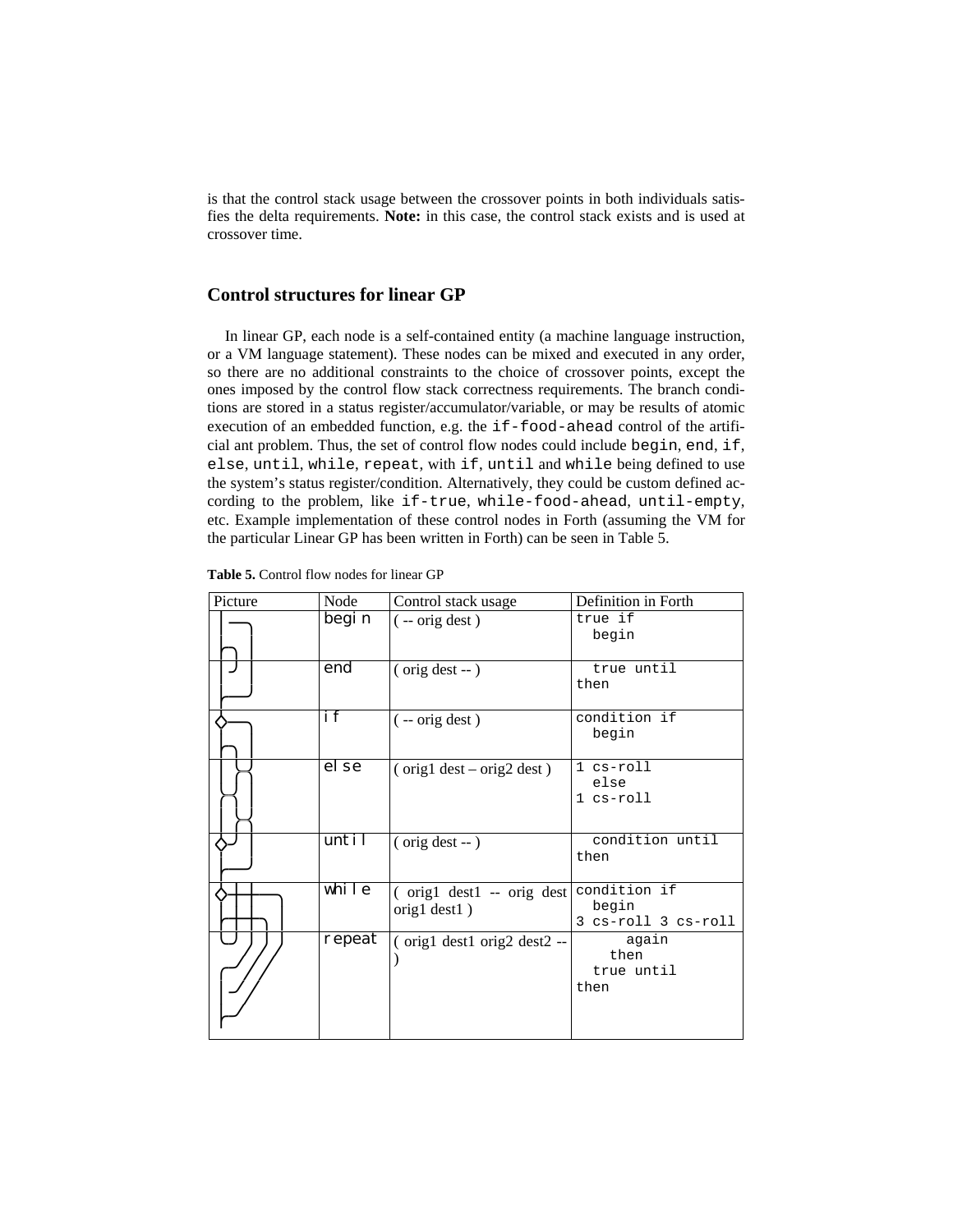is that the control stack usage between the crossover points in both individuals satisfies the delta requirements. **Note:** in this case, the control stack exists and is used at crossover time.

## Control structures for linear GP

In linear GP, each node is a self-contained entity (a machine language instruction, or a VM language statement). These nodes can be mixed and executed in any order, so there are no additional constraints to the choice of crossover points, except the ones imposed by the control flow stack correctness requirements. The branch conditions are stored in a status register/accumulator/variable, or may be results of atomic execution of an embedded function, e.g. the `if-food-ahead` control of the artificial ant problem. Thus, the set of control flow nodes could include `begin`, `end`, `if`, `else`, `until`, `while`, `repeat`, with `if`, `until` and `while` being defined to use the system's status register/condition. Alternatively, they could be custom defined according to the problem, like `if-true`, `while-food-ahead`, `until-empty`, etc. Example implementation of these control nodes in Forth (assuming the VM for the particular Linear GP has been written in Forth) can be seen in Table 5.

**Table 5.** Control flow nodes for linear GP

| Picture | Node | Control stack usage | Definition in Forth |
|---|---|---|---|
| | `begin` | ( -- orig dest ) | `true if`<br>`  begin` |
| | `end` | ( orig dest -- ) | `  true until`<br>`then` |
| | `if` | ( -- orig dest ) | `condition if`<br>`  begin` |
| | `else` | ( orig1 dest – orig2 dest ) | `1 cs-roll`<br>`  else`<br>`1 cs-roll` |
| | `until` | ( orig dest -- ) | `  condition until`<br>`then` |
| | `while` | ( orig1 dest1 -- orig dest orig1 dest1 ) | `condition if`<br>`  begin`<br>`3 cs-roll 3 cs-roll` |
| | `repeat` | ( orig1 dest1 orig2 dest2 -- ) | `      again`<br>`    then`<br>`  true until`<br>`then` |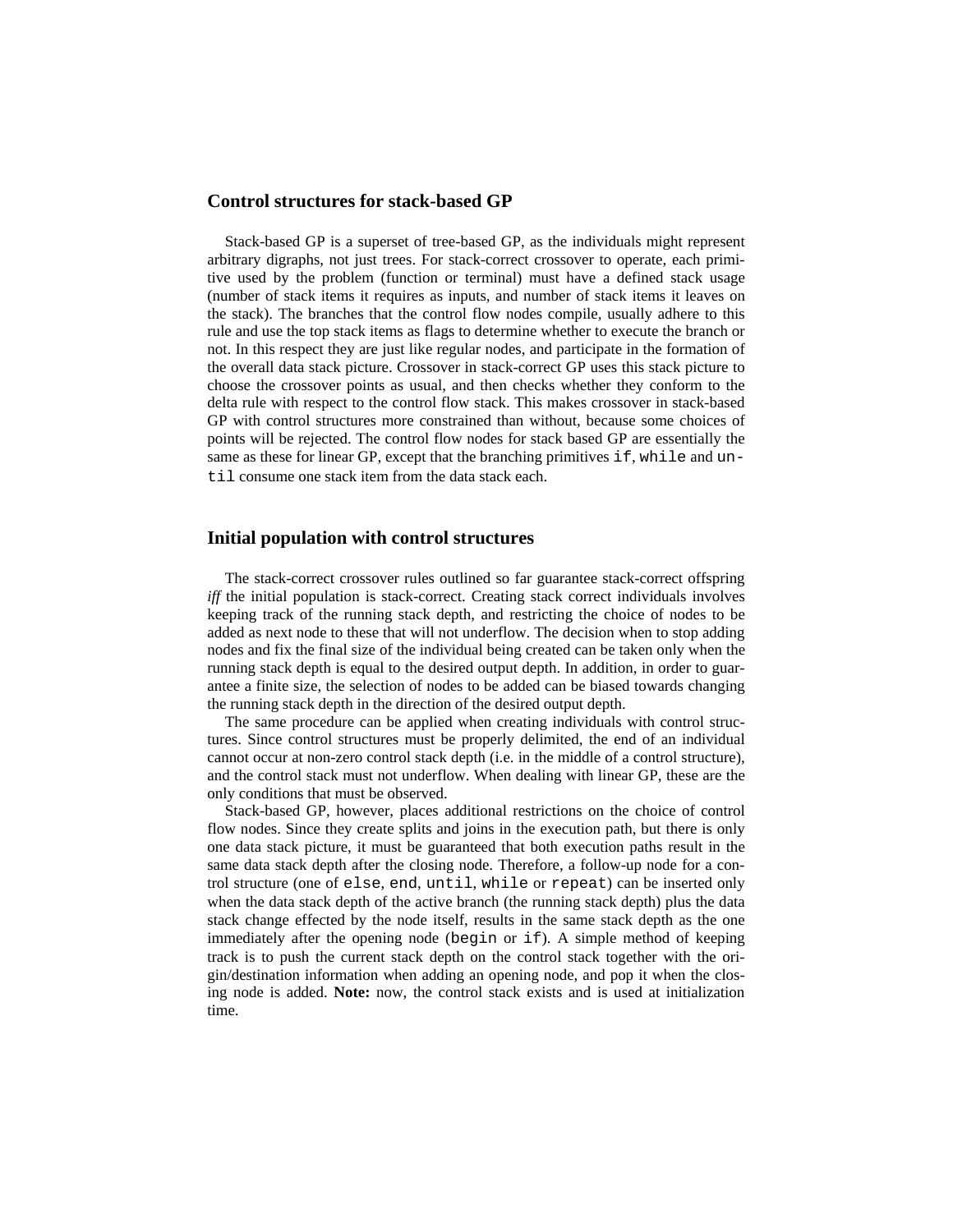## Control structures for stack-based GP

Stack-based GP is a superset of tree-based GP, as the individuals might represent arbitrary digraphs, not just trees. For stack-correct crossover to operate, each primitive used by the problem (function or terminal) must have a defined stack usage (number of stack items it requires as inputs, and number of stack items it leaves on the stack). The branches that the control flow nodes compile, usually adhere to this rule and use the top stack items as flags to determine whether to execute the branch or not. In this respect they are just like regular nodes, and participate in the formation of the overall data stack picture. Crossover in stack-correct GP uses this stack picture to choose the crossover points as usual, and then checks whether they conform to the delta rule with respect to the control flow stack. This makes crossover in stack-based GP with control structures more constrained than without, because some choices of points will be rejected. The control flow nodes for stack based GP are essentially the same as these for linear GP, except that the branching primitives `if`, `while` and `until` consume one stack item from the data stack each.

## Initial population with control structures

The stack-correct crossover rules outlined so far guarantee stack-correct offspring *iff* the initial population is stack-correct. Creating stack correct individuals involves keeping track of the running stack depth, and restricting the choice of nodes to be added as next node to these that will not underflow. The decision when to stop adding nodes and fix the final size of the individual being created can be taken only when the running stack depth is equal to the desired output depth. In addition, in order to guarantee a finite size, the selection of nodes to be added can be biased towards changing the running stack depth in the direction of the desired output depth.

The same procedure can be applied when creating individuals with control structures. Since control structures must be properly delimited, the end of an individual cannot occur at non-zero control stack depth (i.e. in the middle of a control structure), and the control stack must not underflow. When dealing with linear GP, these are the only conditions that must be observed.

Stack-based GP, however, places additional restrictions on the choice of control flow nodes. Since they create splits and joins in the execution path, but there is only one data stack picture, it must be guaranteed that both execution paths result in the same data stack depth after the closing node. Therefore, a follow-up node for a control structure (one of `else`, `end`, `until`, `while` or `repeat`) can be inserted only when the data stack depth of the active branch (the running stack depth) plus the data stack change effected by the node itself, results in the same stack depth as the one immediately after the opening node (`begin` or `if`). A simple method of keeping track is to push the current stack depth on the control stack together with the origin/destination information when adding an opening node, and pop it when the closing node is added. **Note:** now, the control stack exists and is used at initialization time.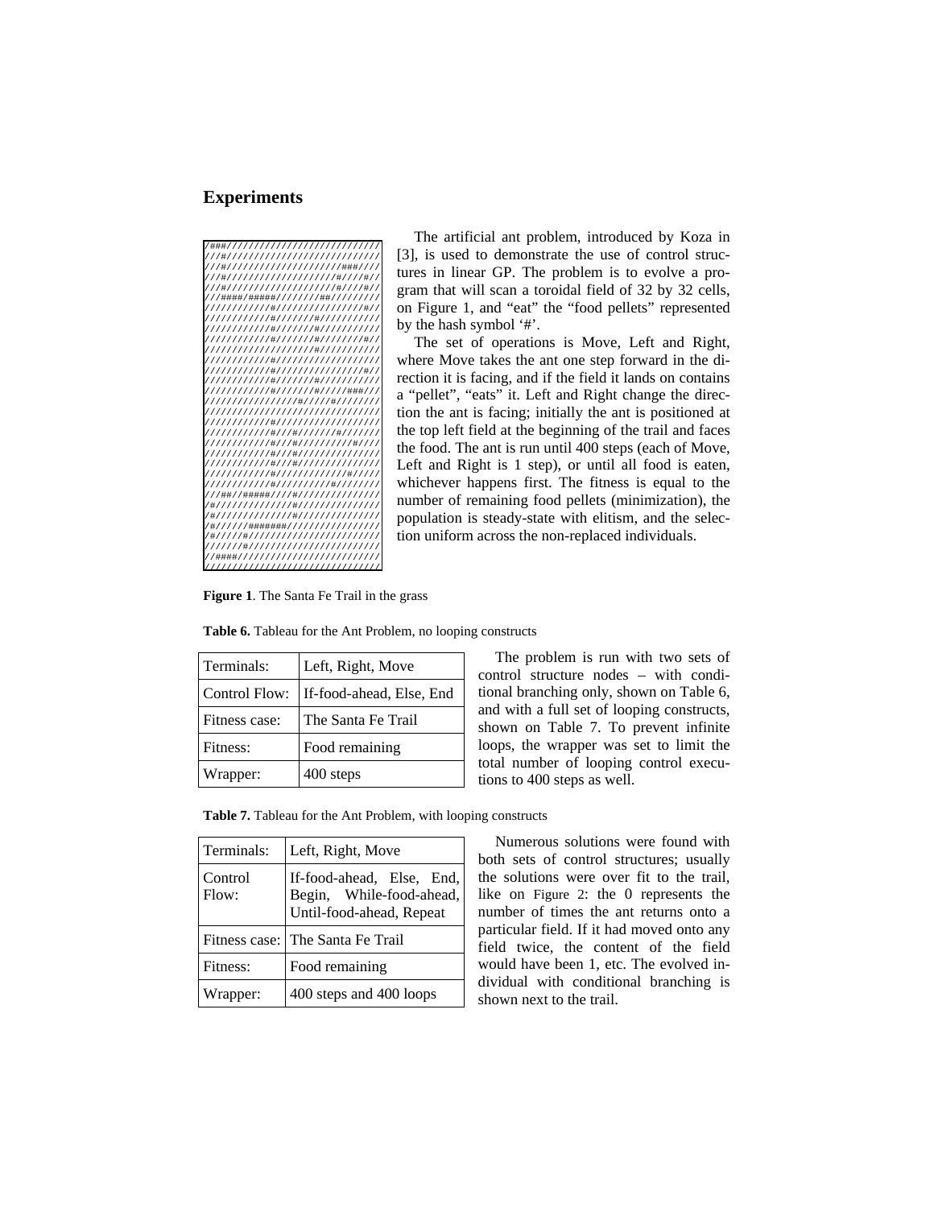## Experiments

```
/###////////////////////////////
///#////////////////////////////
///#/////////////////////###////
///#////////////////////#////#//
///#////////////////////#////#//
///####/#####////////##/////////
////////////#////////////////#//
////////////#///////#///////////
////////////#///////#///////////
////////////#///////#////////#//
////////////////////#///////////
////////////#///////////////////
////////////#////////////////#//
////////////#///////#///////////
////////////#///////#/////###///
/////////////////#/////#////////
////////////////////////////////
////////////#///////////////////
////////////#///#///////#///////
////////////#///#//////////#////
////////////#///#///////////////
////////////#///#///////////////
////////////#/////////////#/////
////////////#//////////#////////
///##//#####////#///////////////
/#//////////////#///////////////
/#//////////////#///////////////
/#//////#######/////////////////
/#/////#////////////////////////
///////#////////////////////////
//####//////////////////////////
////////////////////////////////
```

**Figure 1**. The Santa Fe Trail in the grass

The artificial ant problem, introduced by Koza in [3], is used to demonstrate the use of control structures in linear GP. The problem is to evolve a program that will scan a toroidal field of 32 by 32 cells, on Figure 1, and "eat" the "food pellets" represented by the hash symbol '#'.

The set of operations is Move, Left and Right, where Move takes the ant one step forward in the direction it is facing, and if the field it lands on contains a "pellet", "eats" it. Left and Right change the direction the ant is facing; initially the ant is positioned at the top left field at the beginning of the trail and faces the food. The ant is run until 400 steps (each of Move, Left and Right is 1 step), or until all food is eaten, whichever happens first. The fitness is equal to the number of remaining food pellets (minimization), the population is steady-state with elitism, and the selection uniform across the non-replaced individuals.

**Table 6.** Tableau for the Ant Problem, no looping constructs

| Terminals: | Left, Right, Move |
|---|---|
| Control Flow: | If-food-ahead, Else, End |
| Fitness case: | The Santa Fe Trail |
| Fitness: | Food remaining |
| Wrapper: | 400 steps |

The problem is run with two sets of control structure nodes – with conditional branching only, shown on Table 6, and with a full set of looping constructs, shown on Table 7. To prevent infinite loops, the wrapper was set to limit the total number of looping control executions to 400 steps as well.

**Table 7.** Tableau for the Ant Problem, with looping constructs

| Terminals: | Left, Right, Move |
|---|---|
| Control Flow: | If-food-ahead, Else, End, Begin, While-food-ahead, Until-food-ahead, Repeat |
| Fitness case: | The Santa Fe Trail |
| Fitness: | Food remaining |
| Wrapper: | 400 steps and 400 loops |

Numerous solutions were found with both sets of control structures; usually the solutions were over fit to the trail, like on Figure 2: the 0 represents the number of times the ant returns onto a particular field. If it had moved onto any field twice, the content of the field would have been 1, etc. The evolved individual with conditional branching is shown next to the trail.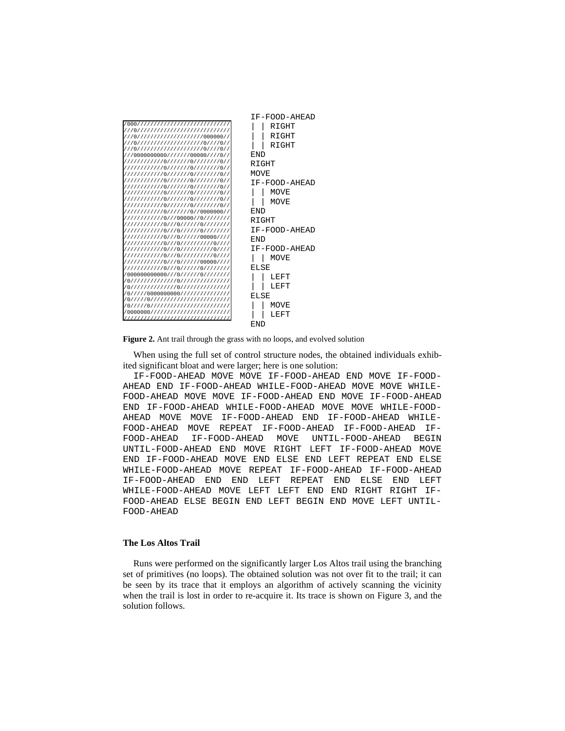```
/000///////////////////////////
///0///////////////////////////
///0///////////////////000000//
///0///////////////////0////0//
///0///////////////////0////0//
///0000000000//////00000////0//
///////////0//////0////////0//
///////////0//////0////////0//
///////////0//////0////////0//
///////////0//////0////////0//
///////////0//////0////////0//
///////////0//////0////////0//
///////////0//////0////////0//
///////////0//////0////////0//
///////////0//////0//0000000//
///////////0///00000//0////////
///////////0///0//////0////////
///////////0///0//////0////////
///////////0///0//////00000////
///////////0///0//////////0////
///////////0///0//////////0////
///////////0///0//////////0////
///////////0///0//////00000////
///////////0///0//////0////////
/000000000000///0//////0////////
/0/////////////0///////////////
/0/////////////0///////////////
/0/////0000000000//////////////
/0/////0///////////////////////
/0/////0///////////////////////
/0000000///////////////////////
///////////////////////////////
```

```
IF-FOOD-AHEAD
| | RIGHT
| | RIGHT
| | RIGHT
END
RIGHT
MOVE
IF-FOOD-AHEAD
| | MOVE
| | MOVE
END
RIGHT
IF-FOOD-AHEAD
END
IF-FOOD-AHEAD
| | MOVE
ELSE
| | LEFT
| | LEFT
ELSE
| | MOVE
| | LEFT
END
```

**Figure 2.** Ant trail through the grass with no loops, and evolved solution

When using the full set of control structure nodes, the obtained individuals exhibited significant bloat and were larger; here is one solution:

```
IF-FOOD-AHEAD MOVE MOVE IF-FOOD-AHEAD END MOVE IF-FOOD-AHEAD END IF-FOOD-AHEAD WHILE-FOOD-AHEAD MOVE MOVE WHILE-FOOD-AHEAD MOVE MOVE IF-FOOD-AHEAD END MOVE IF-FOOD-AHEAD END IF-FOOD-AHEAD WHILE-FOOD-AHEAD MOVE MOVE WHILE-FOOD-AHEAD MOVE MOVE IF-FOOD-AHEAD END IF-FOOD-AHEAD WHILE-FOOD-AHEAD MOVE REPEAT IF-FOOD-AHEAD IF-FOOD-AHEAD IF-FOOD-AHEAD IF-FOOD-AHEAD MOVE UNTIL-FOOD-AHEAD BEGIN UNTIL-FOOD-AHEAD END MOVE RIGHT LEFT IF-FOOD-AHEAD MOVE END IF-FOOD-AHEAD MOVE END ELSE END LEFT REPEAT END ELSE WHILE-FOOD-AHEAD MOVE REPEAT IF-FOOD-AHEAD IF-FOOD-AHEAD IF-FOOD-AHEAD END END LEFT REPEAT END ELSE END LEFT WHILE-FOOD-AHEAD MOVE LEFT LEFT END END RIGHT RIGHT IF-FOOD-AHEAD ELSE BEGIN END LEFT BEGIN END MOVE LEFT UNTIL-FOOD-AHEAD
```

### The Los Altos Trail

Runs were performed on the significantly larger Los Altos trail using the branching set of primitives (no loops). The obtained solution was not over fit to the trail; it can be seen by its trace that it employs an algorithm of actively scanning the vicinity when the trail is lost in order to re-acquire it. Its trace is shown on Figure 3, and the solution follows.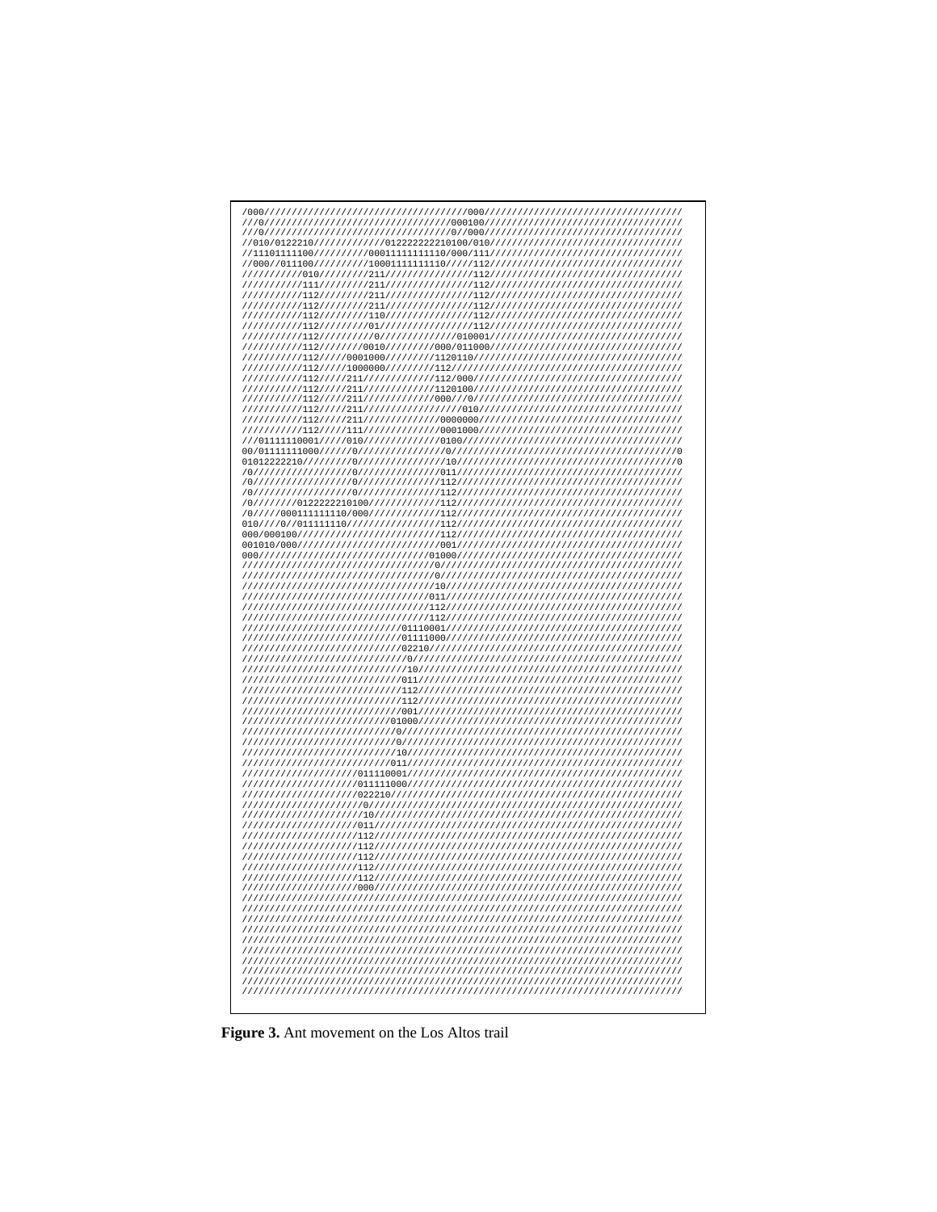```
/000//////////////////////////////////000///////////////////////////////////////
///0////////////////////////////////000100//////////////////////////////////////
///0////////////////////////////////0//000//////////////////////////////////////
//010/0122210/////////012222222210100/010///////////////////////////////////////
//11101111100//////00011111111110/000/111///////////////////////////////////////
//000//011100//////10001111111110///112/////////////////////////////////////////
///////////010/////////211//////////112/////////////////////////////////////////
///////////111/////////211//////////112/////////////////////////////////////////
///////////112/////////211//////////112/////////////////////////////////////////
///////////112/////////211//////////112/////////////////////////////////////////
///////////112/////////110//////////112/////////////////////////////////////////
///////////112/////////01///////////112/////////////////////////////////////////
///////////112//////////0///////////010001//////////////////////////////////////
///////////112////////0010//////////000/011000//////////////////////////////////
///////////112/////0001000//////////1120110/////////////////////////////////////
///////////112/////1000000//////////112/////////////////////////////////////////
///////////112/////211//////////////112/000/////////////////////////////////////
///////////112/////211//////////////1120100/////////////////////////////////////
///////////112/////211//////////////000//0//////////////////////////////////////
///////////112/////211/////////////////010//////////////////////////////////////
///////////112/////211//////////////0000000/////////////////////////////////////
///////////112/////111//////////////0001000/////////////////////////////////////
///01111110001/////010//////////////0100////////////////////////////////////////
00/01111111000//////0///////////////0//////////////////////////////////////////0
01012222210/////////0///////////////10/////////////////////////////////////////0
/0//////////////////0///////////////011/////////////////////////////////////////
/0//////////////////0///////////////112/////////////////////////////////////////
/0//////////////////0///////////////112/////////////////////////////////////////
/0////////0122222210100/////////////112/////////////////////////////////////////
/0/////000111111110/000/////////////112/////////////////////////////////////////
010////0//011111110/////////////////112/////////////////////////////////////////
000/000100//////////////////////////112/////////////////////////////////////////
001010/000//////////////////////////001/////////////////////////////////////////
000////////////////////////////////01000////////////////////////////////////////
////////////////////////////////////0///////////////////////////////////////////
////////////////////////////////////0///////////////////////////////////////////
////////////////////////////////////10//////////////////////////////////////////
////////////////////////////////////011/////////////////////////////////////////
////////////////////////////////////112/////////////////////////////////////////
////////////////////////////////////112/////////////////////////////////////////
/////////////////////////////01110001///////////////////////////////////////////
/////////////////////////////01111000///////////////////////////////////////////
/////////////////////////////02210//////////////////////////////////////////////
//////////////////////////////0/////////////////////////////////////////////////
//////////////////////////////10////////////////////////////////////////////////
//////////////////////////////011///////////////////////////////////////////////
//////////////////////////////112///////////////////////////////////////////////
//////////////////////////////112///////////////////////////////////////////////
/////////////////////////////001////////////////////////////////////////////////
////////////////////////////01000///////////////////////////////////////////////
////////////////////////////0///////////////////////////////////////////////////
////////////////////////////0///////////////////////////////////////////////////
////////////////////////////10//////////////////////////////////////////////////
////////////////////////////011/////////////////////////////////////////////////
/////////////////////011110001//////////////////////////////////////////////////
/////////////////////011111000//////////////////////////////////////////////////
/////////////////////022210/////////////////////////////////////////////////////
//////////////////////0/////////////////////////////////////////////////////////
//////////////////////10////////////////////////////////////////////////////////
//////////////////////011///////////////////////////////////////////////////////
//////////////////////112///////////////////////////////////////////////////////
//////////////////////112///////////////////////////////////////////////////////
//////////////////////112///////////////////////////////////////////////////////
//////////////////////112///////////////////////////////////////////////////////
//////////////////////112///////////////////////////////////////////////////////
/////////////////////000////////////////////////////////////////////////////////
////////////////////////////////////////////////////////////////////////////////
////////////////////////////////////////////////////////////////////////////////
////////////////////////////////////////////////////////////////////////////////
////////////////////////////////////////////////////////////////////////////////
////////////////////////////////////////////////////////////////////////////////
////////////////////////////////////////////////////////////////////////////////
////////////////////////////////////////////////////////////////////////////////
////////////////////////////////////////////////////////////////////////////////
////////////////////////////////////////////////////////////////////////////////
////////////////////////////////////////////////////////////////////////////////
```

**Figure 3.** Ant movement on the Los Altos trail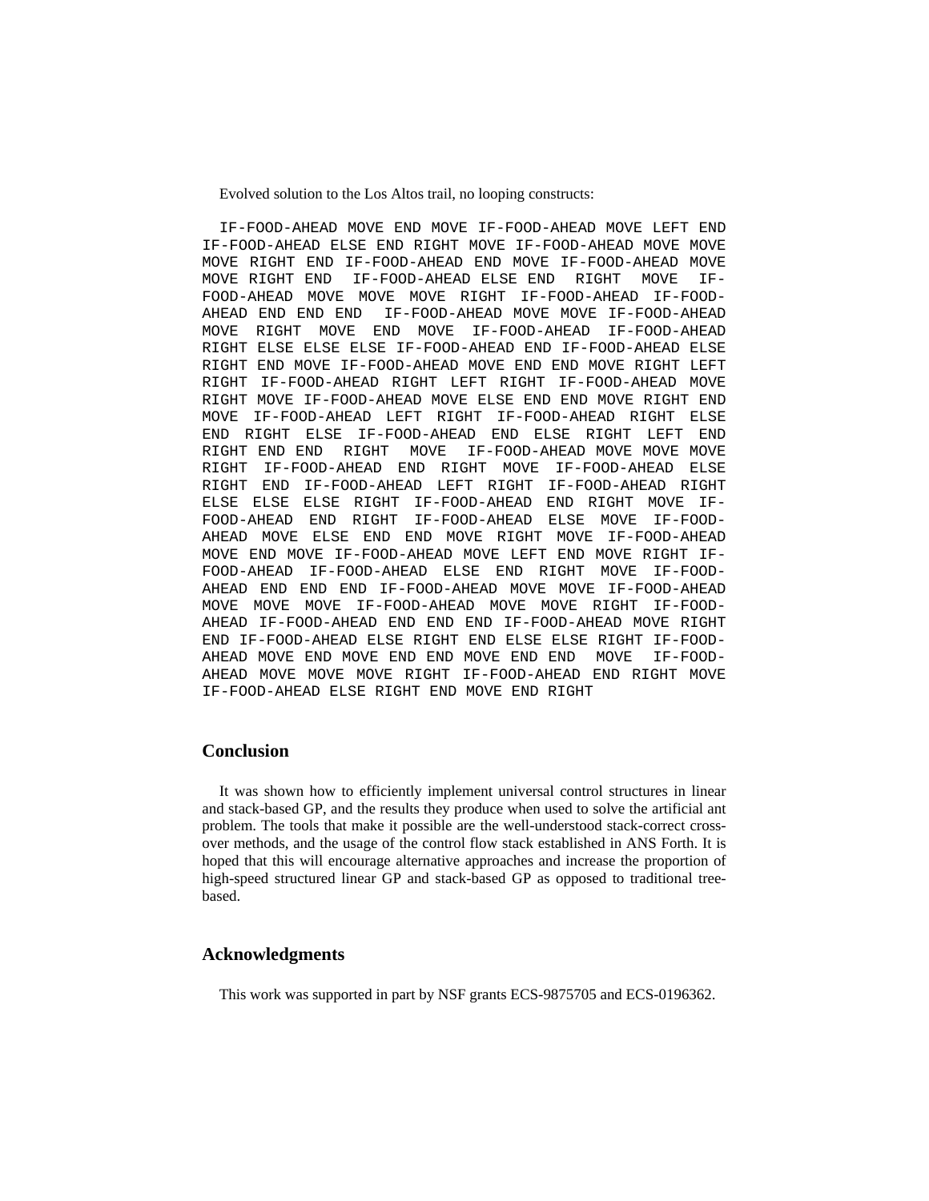Evolved solution to the Los Altos trail, no looping constructs:

```
IF-FOOD-AHEAD MOVE END MOVE IF-FOOD-AHEAD MOVE LEFT END
IF-FOOD-AHEAD ELSE END RIGHT MOVE IF-FOOD-AHEAD MOVE MOVE
MOVE RIGHT END IF-FOOD-AHEAD END MOVE IF-FOOD-AHEAD MOVE
MOVE RIGHT END  IF-FOOD-AHEAD ELSE END  RIGHT  MOVE  IF-
FOOD-AHEAD  MOVE  MOVE  MOVE  RIGHT  IF-FOOD-AHEAD  IF-FOOD-
AHEAD END END END  IF-FOOD-AHEAD MOVE MOVE IF-FOOD-AHEAD
MOVE  RIGHT  MOVE  END  MOVE  IF-FOOD-AHEAD  IF-FOOD-AHEAD
RIGHT ELSE ELSE ELSE IF-FOOD-AHEAD END IF-FOOD-AHEAD ELSE
RIGHT END MOVE IF-FOOD-AHEAD MOVE END END MOVE RIGHT LEFT
RIGHT  IF-FOOD-AHEAD  RIGHT  LEFT  RIGHT  IF-FOOD-AHEAD  MOVE
RIGHT MOVE IF-FOOD-AHEAD MOVE ELSE END END MOVE RIGHT END
MOVE  IF-FOOD-AHEAD  LEFT  RIGHT  IF-FOOD-AHEAD  RIGHT  ELSE
END  RIGHT  ELSE  IF-FOOD-AHEAD  END  ELSE  RIGHT  LEFT  END
RIGHT END END  RIGHT  MOVE  IF-FOOD-AHEAD MOVE MOVE MOVE
RIGHT  IF-FOOD-AHEAD  END  RIGHT  MOVE  IF-FOOD-AHEAD  ELSE
RIGHT  END  IF-FOOD-AHEAD  LEFT  RIGHT  IF-FOOD-AHEAD  RIGHT
ELSE  ELSE  ELSE  RIGHT  IF-FOOD-AHEAD  END  RIGHT  MOVE  IF-
FOOD-AHEAD  END  RIGHT  IF-FOOD-AHEAD  ELSE  MOVE  IF-FOOD-
AHEAD  MOVE  ELSE  END  END  MOVE  RIGHT  MOVE  IF-FOOD-AHEAD
MOVE END MOVE IF-FOOD-AHEAD MOVE LEFT END MOVE RIGHT IF-
FOOD-AHEAD  IF-FOOD-AHEAD  ELSE  END  RIGHT  MOVE  IF-FOOD-
AHEAD END END END IF-FOOD-AHEAD MOVE MOVE IF-FOOD-AHEAD
MOVE  MOVE  MOVE  IF-FOOD-AHEAD  MOVE  MOVE  RIGHT  IF-FOOD-
AHEAD IF-FOOD-AHEAD END END END IF-FOOD-AHEAD MOVE RIGHT
END IF-FOOD-AHEAD ELSE RIGHT END ELSE ELSE RIGHT IF-FOOD-
AHEAD MOVE END MOVE END END MOVE END END  MOVE  IF-FOOD-
AHEAD MOVE MOVE MOVE RIGHT IF-FOOD-AHEAD END RIGHT MOVE
IF-FOOD-AHEAD ELSE RIGHT END MOVE END RIGHT
```

## Conclusion

It was shown how to efficiently implement universal control structures in linear and stack-based GP, and the results they produce when used to solve the artificial ant problem. The tools that make it possible are the well-understood stack-correct crossover methods, and the usage of the control flow stack established in ANS Forth. It is hoped that this will encourage alternative approaches and increase the proportion of high-speed structured linear GP and stack-based GP as opposed to traditional tree-based.

## Acknowledgments

This work was supported in part by NSF grants ECS-9875705 and ECS-0196362.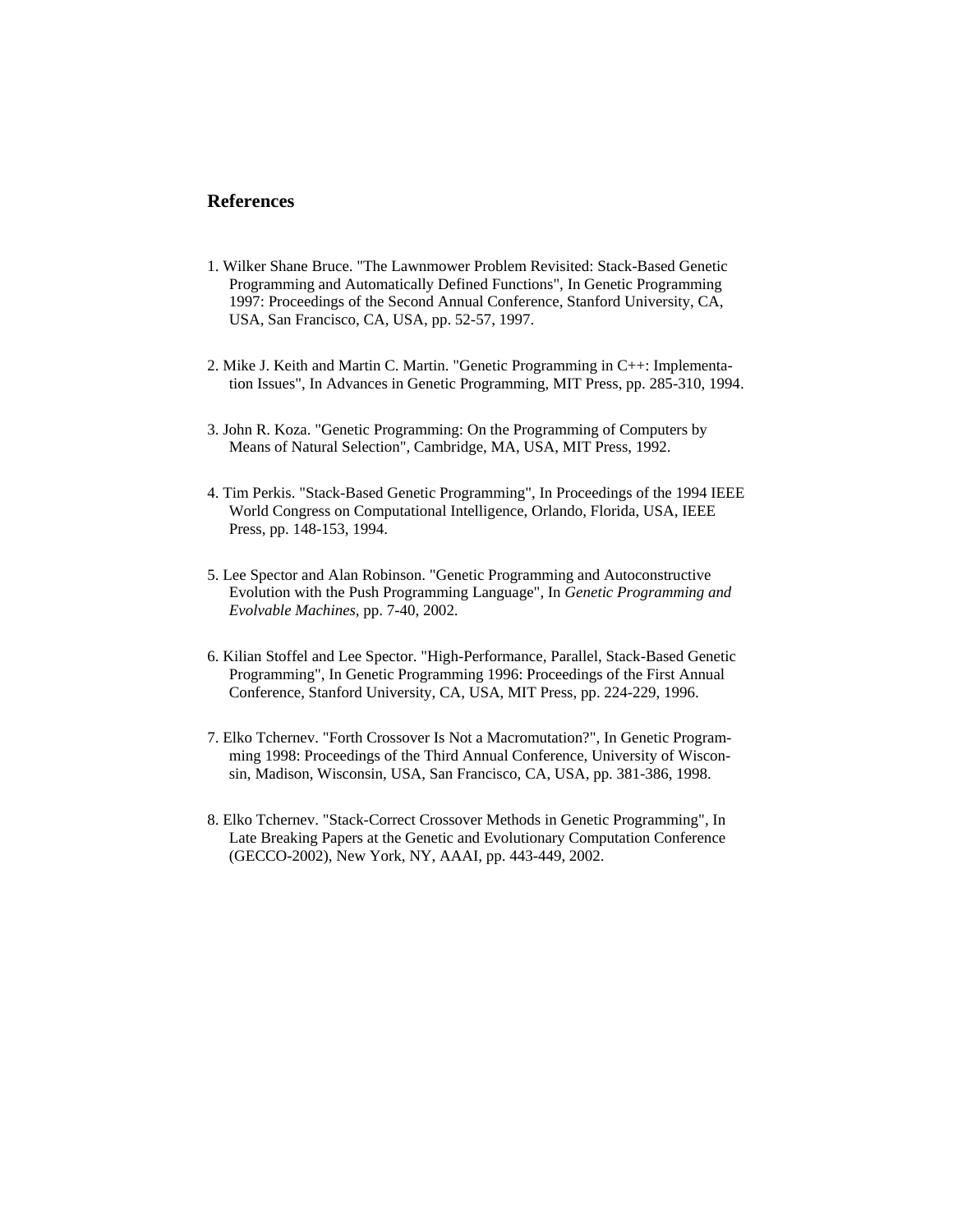## References

1. Wilker Shane Bruce. "The Lawnmower Problem Revisited: Stack-Based Genetic Programming and Automatically Defined Functions", In Genetic Programming 1997: Proceedings of the Second Annual Conference, Stanford University, CA, USA, San Francisco, CA, USA, pp. 52-57, 1997.

2. Mike J. Keith and Martin C. Martin. "Genetic Programming in C++: Implementation Issues", In Advances in Genetic Programming, MIT Press, pp. 285-310, 1994.

3. John R. Koza. "Genetic Programming: On the Programming of Computers by Means of Natural Selection", Cambridge, MA, USA, MIT Press, 1992.

4. Tim Perkis. "Stack-Based Genetic Programming", In Proceedings of the 1994 IEEE World Congress on Computational Intelligence, Orlando, Florida, USA, IEEE Press, pp. 148-153, 1994.

5. Lee Spector and Alan Robinson. "Genetic Programming and Autoconstructive Evolution with the Push Programming Language", In *Genetic Programming and Evolvable Machines*, pp. 7-40, 2002.

6. Kilian Stoffel and Lee Spector. "High-Performance, Parallel, Stack-Based Genetic Programming", In Genetic Programming 1996: Proceedings of the First Annual Conference, Stanford University, CA, USA, MIT Press, pp. 224-229, 1996.

7. Elko Tchernev. "Forth Crossover Is Not a Macromutation?", In Genetic Programming 1998: Proceedings of the Third Annual Conference, University of Wisconsin, Madison, Wisconsin, USA, San Francisco, CA, USA, pp. 381-386, 1998.

8. Elko Tchernev. "Stack-Correct Crossover Methods in Genetic Programming", In Late Breaking Papers at the Genetic and Evolutionary Computation Conference (GECCO-2002), New York, NY, AAAI, pp. 443-449, 2002.